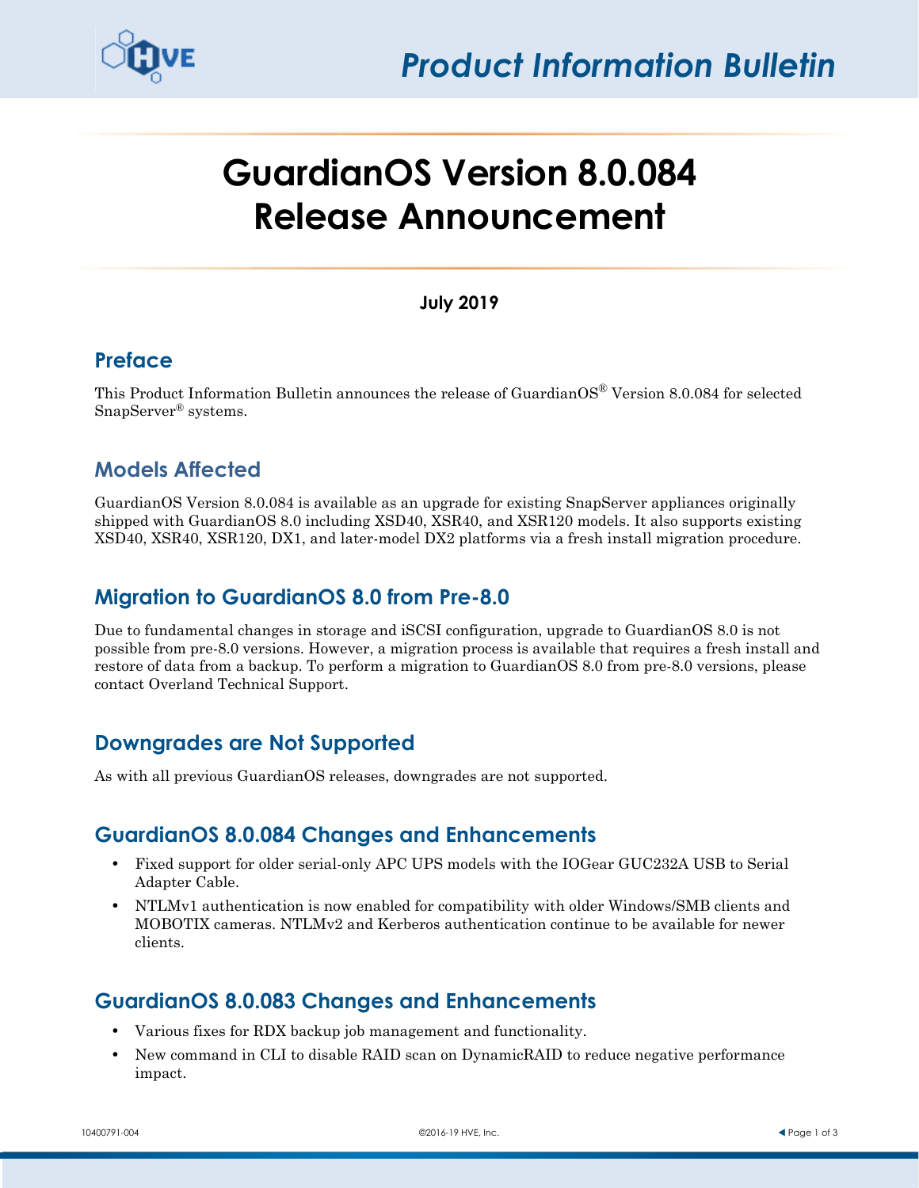# GuardianOS Version 8.0.084 Release Announcement

**July 2019**

## Preface

This Product Information Bulletin announces the release of GuardianOS® Version 8.0.084 for selected SnapServer® systems.

## Models Affected

GuardianOS Version 8.0.084 is available as an upgrade for existing SnapServer appliances originally shipped with GuardianOS 8.0 including XSD40, XSR40, and XSR120 models. It also supports existing XSD40, XSR40, XSR120, DX1, and later-model DX2 platforms via a fresh install migration procedure.

## Migration to GuardianOS 8.0 from Pre-8.0

Due to fundamental changes in storage and iSCSI configuration, upgrade to GuardianOS 8.0 is not possible from pre-8.0 versions. However, a migration process is available that requires a fresh install and restore of data from a backup. To perform a migration to GuardianOS 8.0 from pre-8.0 versions, please contact Overland Technical Support.

## Downgrades are Not Supported

As with all previous GuardianOS releases, downgrades are not supported.

## GuardianOS 8.0.084 Changes and Enhancements

- Fixed support for older serial-only APC UPS models with the IOGear GUC232A USB to Serial Adapter Cable.
- NTLMv1 authentication is now enabled for compatibility with older Windows/SMB clients and MOBOTIX cameras. NTLMv2 and Kerberos authentication continue to be available for newer clients.

## GuardianOS 8.0.083 Changes and Enhancements

- Various fixes for RDX backup job management and functionality.
- New command in CLI to disable RAID scan on DynamicRAID to reduce negative performance impact.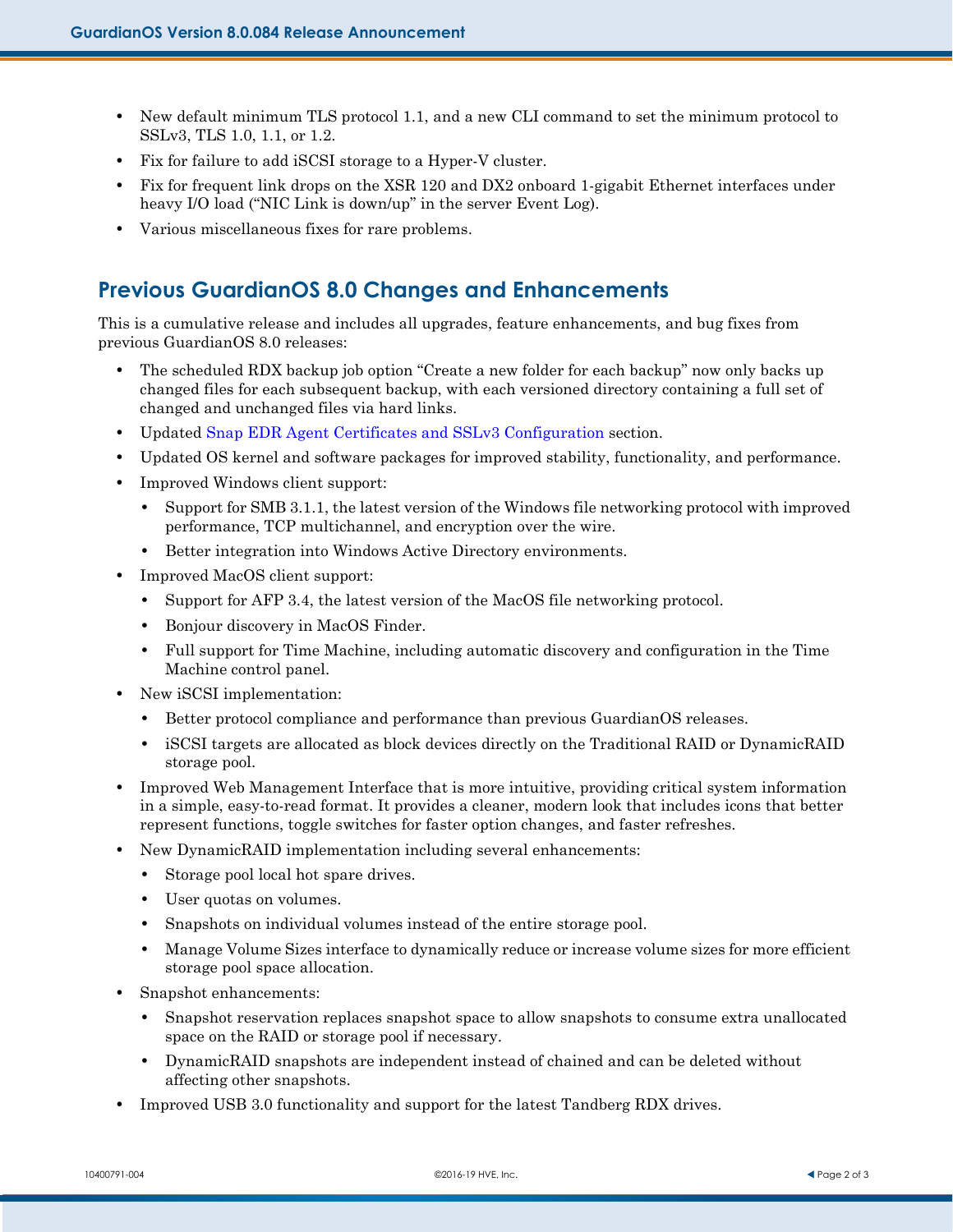- New default minimum TLS protocol 1.1, and a new CLI command to set the minimum protocol to SSLv3, TLS 1.0, 1.1, or 1.2.
- Fix for failure to add iSCSI storage to a Hyper-V cluster.
- Fix for frequent link drops on the XSR 120 and DX2 onboard 1-gigabit Ethernet interfaces under heavy I/O load ("NIC Link is down/up" in the server Event Log).
- Various miscellaneous fixes for rare problems.

## Previous GuardianOS 8.0 Changes and Enhancements

This is a cumulative release and includes all upgrades, feature enhancements, and bug fixes from previous GuardianOS 8.0 releases:

- The scheduled RDX backup job option "Create a new folder for each backup" now only backs up changed files for each subsequent backup, with each versioned directory containing a full set of changed and unchanged files via hard links.
- Updated Snap EDR Agent Certificates and SSLv3 Configuration section.
- Updated OS kernel and software packages for improved stability, functionality, and performance.
- Improved Windows client support:
  - Support for SMB 3.1.1, the latest version of the Windows file networking protocol with improved performance, TCP multichannel, and encryption over the wire.
  - Better integration into Windows Active Directory environments.
- Improved MacOS client support:
  - Support for AFP 3.4, the latest version of the MacOS file networking protocol.
  - Bonjour discovery in MacOS Finder.
  - Full support for Time Machine, including automatic discovery and configuration in the Time Machine control panel.
- New iSCSI implementation:
  - Better protocol compliance and performance than previous GuardianOS releases.
  - iSCSI targets are allocated as block devices directly on the Traditional RAID or DynamicRAID storage pool.
- Improved Web Management Interface that is more intuitive, providing critical system information in a simple, easy-to-read format. It provides a cleaner, modern look that includes icons that better represent functions, toggle switches for faster option changes, and faster refreshes.
- New DynamicRAID implementation including several enhancements:
  - Storage pool local hot spare drives.
  - User quotas on volumes.
  - Snapshots on individual volumes instead of the entire storage pool.
  - Manage Volume Sizes interface to dynamically reduce or increase volume sizes for more efficient storage pool space allocation.
- Snapshot enhancements:
  - Snapshot reservation replaces snapshot space to allow snapshots to consume extra unallocated space on the RAID or storage pool if necessary.
  - DynamicRAID snapshots are independent instead of chained and can be deleted without affecting other snapshots.
- Improved USB 3.0 functionality and support for the latest Tandberg RDX drives.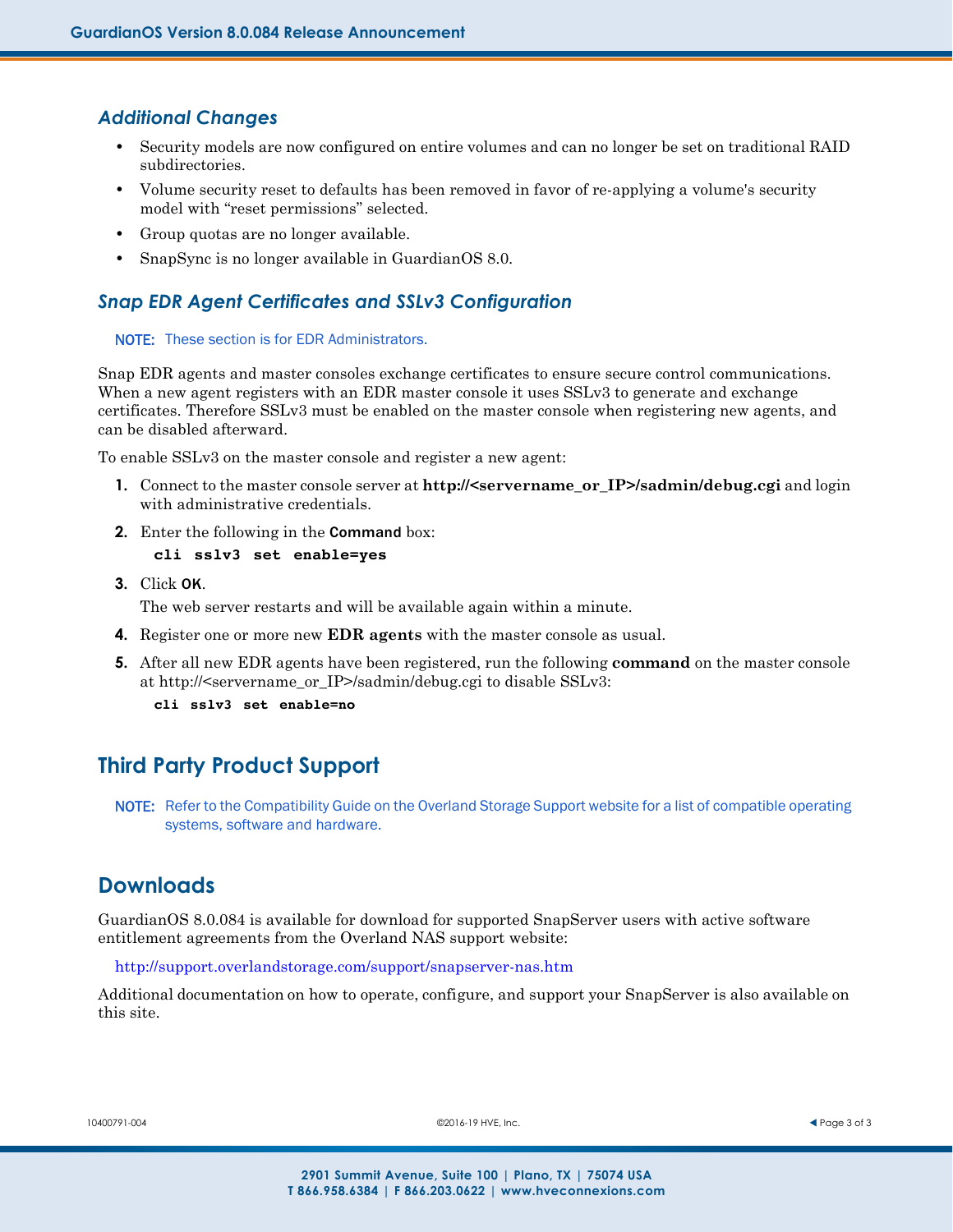### *Additional Changes*

- Security models are now configured on entire volumes and can no longer be set on traditional RAID subdirectories.
- Volume security reset to defaults has been removed in favor of re-applying a volume's security model with “reset permissions” selected.
- Group quotas are no longer available.
- SnapSync is no longer available in GuardianOS 8.0.

### *Snap EDR Agent Certificates and SSLv3 Configuration*

NOTE: These section is for EDR Administrators.

Snap EDR agents and master consoles exchange certificates to ensure secure control communications. When a new agent registers with an EDR master console it uses SSLv3 to generate and exchange certificates. Therefore SSLv3 must be enabled on the master console when registering new agents, and can be disabled afterward.

To enable SSLv3 on the master console and register a new agent:

1. Connect to the master console server at **http://<servername_or_IP>/sadmin/debug.cgi** and login with administrative credentials.
2. Enter the following in the **Command** box:
   ```
   cli sslv3 set enable=yes
   ```
3. Click **OK**.

   The web server restarts and will be available again within a minute.
4. Register one or more new **EDR agents** with the master console as usual.
5. After all new EDR agents have been registered, run the following **command** on the master console at http://<servername_or_IP>/sadmin/debug.cgi to disable SSLv3:
   ```
   cli sslv3 set enable=no
   ```

## Third Party Product Support

NOTE: Refer to the Compatibility Guide on the Overland Storage Support website for a list of compatible operating systems, software and hardware.

## Downloads

GuardianOS 8.0.084 is available for download for supported SnapServer users with active software entitlement agreements from the Overland NAS support website:

http://support.overlandstorage.com/support/snapserver-nas.htm

Additional documentation on how to operate, configure, and support your SnapServer is also available on this site.